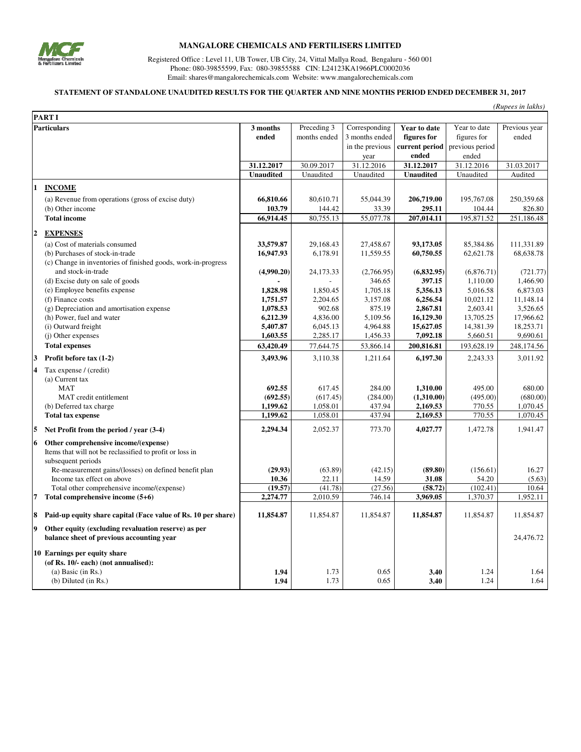# MANGALORE CHEMICALS AND FERTILISERS LIMITED

Registered Office : Level 11, UB Tower, UB City, 24, Vittal Mallya Road, Bengaluru - 560 001
Phone: 080-39855599, Fax: 080-39855588 CIN: L24123KA1966PLC0002036
Email: shares@mangalorechemicals.com Website: www.mangalorechemicals.com

## STATEMENT OF STANDALONE UNAUDITED RESULTS FOR THE QUARTER AND NINE MONTHS PERIOD ENDED DECEMBER 31, 2017

*(Rupees in lakhs)*

**PART I**

| | Particulars | 3 months ended | Preceding 3 months ended | Corresponding 3 months ended in the previous year | Year to date figures for current period ended | Year to date figures for previous period ended | Previous year ended |
|---|---|---|---|---|---|---|---|
| | | **31.12.2017** | 30.09.2017 | 31.12.2016 | **31.12.2017** | 31.12.2016 | 31.03.2017 |
| | | **Unaudited** | Unaudited | Unaudited | **Unaudited** | Unaudited | Audited |
| **1** | **INCOME** | | | | | | |
| | (a) Revenue from operations (gross of excise duty) | **66,810.66** | 80,610.71 | 55,044.39 | **206,719.00** | 195,767.08 | 250,359.68 |
| | (b) Other income | **103.79** | 144.42 | 33.39 | **295.11** | 104.44 | 826.80 |
| | **Total income** | **66,914.45** | 80,755.13 | 55,077.78 | **207,014.11** | 195,871.52 | 251,186.48 |
| **2** | **EXPENSES** | | | | | | |
| | (a) Cost of materials consumed | **33,579.87** | 29,168.43 | 27,458.67 | **93,173.05** | 85,384.86 | 111,331.89 |
| | (b) Purchases of stock-in-trade | **16,947.93** | 6,178.91 | 11,559.55 | **60,750.55** | 62,621.78 | 68,638.78 |
| | (c) Change in inventories of finished goods, work-in-progress and stock-in-trade | **(4,990.20)** | 24,173.33 | (2,766.95) | **(6,832.95)** | (6,876.71) | (721.77) |
| | (d) Excise duty on sale of goods | **-** | - | 346.65 | **397.15** | 1,110.00 | 1,466.90 |
| | (e) Employee benefits expense | **1,828.98** | 1,850.45 | 1,705.18 | **5,356.13** | 5,016.58 | 6,873.03 |
| | (f) Finance costs | **1,751.57** | 2,204.65 | 3,157.08 | **6,256.54** | 10,021.12 | 11,148.14 |
| | (g) Depreciation and amortisation expense | **1,078.53** | 902.68 | 875.19 | **2,867.81** | 2,603.41 | 3,526.65 |
| | (h) Power, fuel and water | **6,212.39** | 4,836.00 | 5,109.56 | **16,129.30** | 13,705.25 | 17,966.62 |
| | (i) Outward freight | **5,407.87** | 6,045.13 | 4,964.88 | **15,627.05** | 14,381.39 | 18,253.71 |
| | (j) Other expenses | **1,603.55** | 2,285.17 | 1,456.33 | **7,092.18** | 5,660.51 | 9,690.61 |
| | **Total expenses** | **63,420.49** | 77,644.75 | 53,866.14 | **200,816.81** | 193,628.19 | 248,174.56 |
| **3** | **Profit before tax (1-2)** | **3,493.96** | 3,110.38 | 1,211.64 | **6,197.30** | 2,243.33 | 3,011.92 |
| **4** | Tax expense / (credit) | | | | | | |
| | (a) Current tax | | | | | | |
| | MAT | **692.55** | 617.45 | 284.00 | **1,310.00** | 495.00 | 680.00 |
| | MAT credit entitlement | **(692.55)** | (617.45) | (284.00) | **(1,310.00)** | (495.00) | (680.00) |
| | (b) Deferred tax charge | **1,199.62** | 1,058.01 | 437.94 | **2,169.53** | 770.55 | 1,070.45 |
| | **Total tax expense** | **1,199.62** | 1,058.01 | 437.94 | **2,169.53** | 770.55 | 1,070.45 |
| **5** | **Net Profit from the period / year (3-4)** | **2,294.34** | 2,052.37 | 773.70 | **4,027.77** | 1,472.78 | 1,941.47 |
| **6** | **Other comprehensive income/(expense)** | | | | | | |
| | Items that will not be reclassified to profit or loss in subsequent periods | | | | | | |
| | Re-measurement gains/(losses) on defined benefit plan | **(29.93)** | (63.89) | (42.15) | **(89.80)** | (156.61) | 16.27 |
| | Income tax effect on above | **10.36** | 22.11 | 14.59 | **31.08** | 54.20 | (5.63) |
| | Total other comprehensive income/(expense) | **(19.57)** | (41.78) | (27.56) | **(58.72)** | (102.41) | 10.64 |
| **7** | **Total comprehensive income (5+6)** | **2,274.77** | 2,010.59 | 746.14 | **3,969.05** | 1,370.37 | 1,952.11 |
| **8** | **Paid-up equity share capital (Face value of Rs. 10 per share)** | **11,854.87** | 11,854.87 | 11,854.87 | **11,854.87** | 11,854.87 | 11,854.87 |
| **9** | **Other equity (excluding revaluation reserve) as per balance sheet of previous accounting year** | | | | | | 24,476.72 |
| **10** | **Earnings per equity share (of Rs. 10/- each) (not annualised):** | | | | | | |
| | (a) Basic (in Rs.) | **1.94** | 1.73 | 0.65 | **3.40** | 1.24 | 1.64 |
| | (b) Diluted (in Rs.) | **1.94** | 1.73 | 0.65 | **3.40** | 1.24 | 1.64 |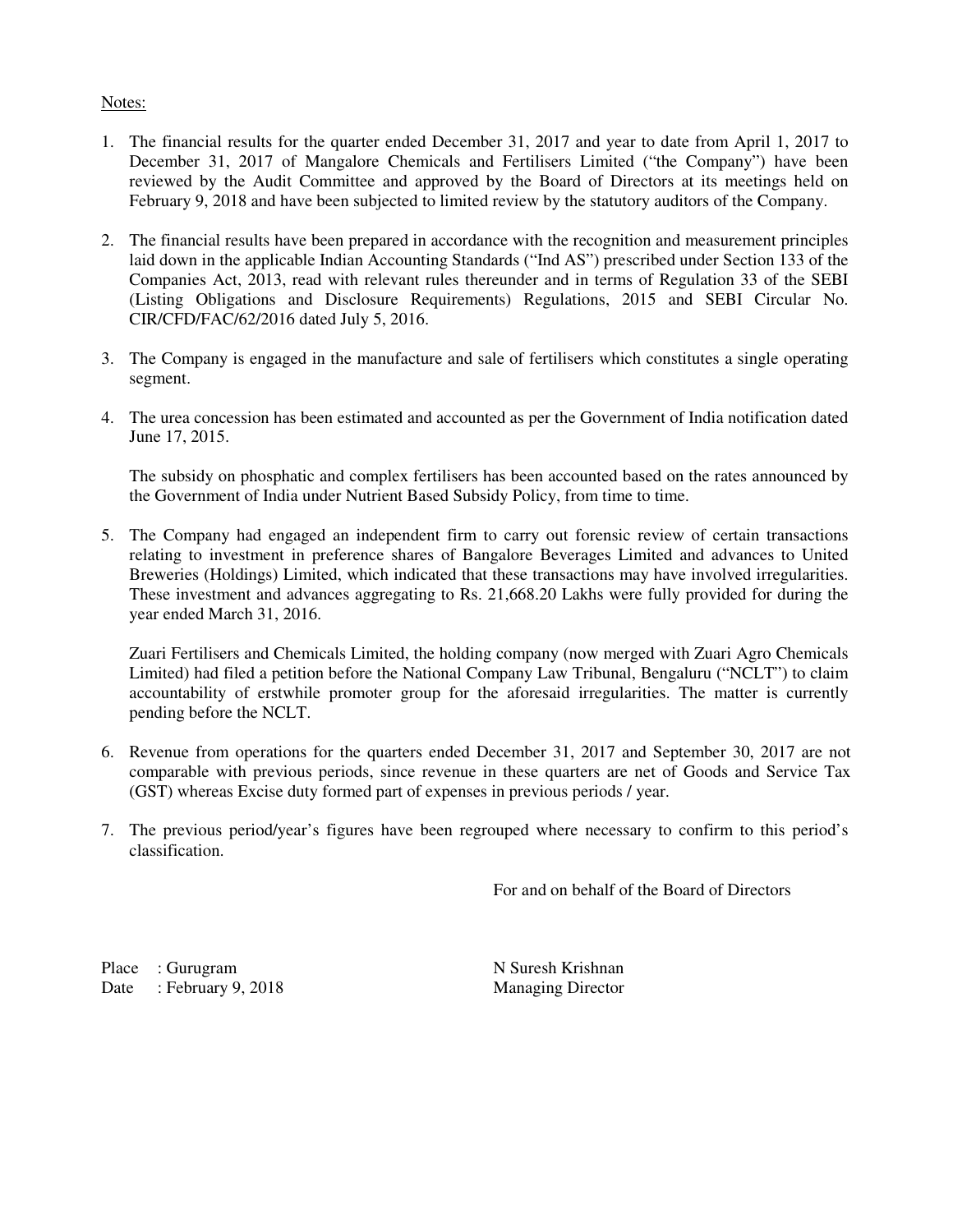Notes:

1. The financial results for the quarter ended December 31, 2017 and year to date from April 1, 2017 to December 31, 2017 of Mangalore Chemicals and Fertilisers Limited ("the Company") have been reviewed by the Audit Committee and approved by the Board of Directors at its meetings held on February 9, 2018 and have been subjected to limited review by the statutory auditors of the Company.

2. The financial results have been prepared in accordance with the recognition and measurement principles laid down in the applicable Indian Accounting Standards ("Ind AS") prescribed under Section 133 of the Companies Act, 2013, read with relevant rules thereunder and in terms of Regulation 33 of the SEBI (Listing Obligations and Disclosure Requirements) Regulations, 2015 and SEBI Circular No. CIR/CFD/FAC/62/2016 dated July 5, 2016.

3. The Company is engaged in the manufacture and sale of fertilisers which constitutes a single operating segment.

4. The urea concession has been estimated and accounted as per the Government of India notification dated June 17, 2015.

   The subsidy on phosphatic and complex fertilisers has been accounted based on the rates announced by the Government of India under Nutrient Based Subsidy Policy, from time to time.

5. The Company had engaged an independent firm to carry out forensic review of certain transactions relating to investment in preference shares of Bangalore Beverages Limited and advances to United Breweries (Holdings) Limited, which indicated that these transactions may have involved irregularities. These investment and advances aggregating to Rs. 21,668.20 Lakhs were fully provided for during the year ended March 31, 2016.

   Zuari Fertilisers and Chemicals Limited, the holding company (now merged with Zuari Agro Chemicals Limited) had filed a petition before the National Company Law Tribunal, Bengaluru ("NCLT") to claim accountability of erstwhile promoter group for the aforesaid irregularities. The matter is currently pending before the NCLT.

6. Revenue from operations for the quarters ended December 31, 2017 and September 30, 2017 are not comparable with previous periods, since revenue in these quarters are net of Goods and Service Tax (GST) whereas Excise duty formed part of expenses in previous periods / year.

7. The previous period/year's figures have been regrouped where necessary to confirm to this period's classification.

For and on behalf of the Board of Directors

Place : Gurugram
Date : February 9, 2018

N Suresh Krishnan
Managing Director